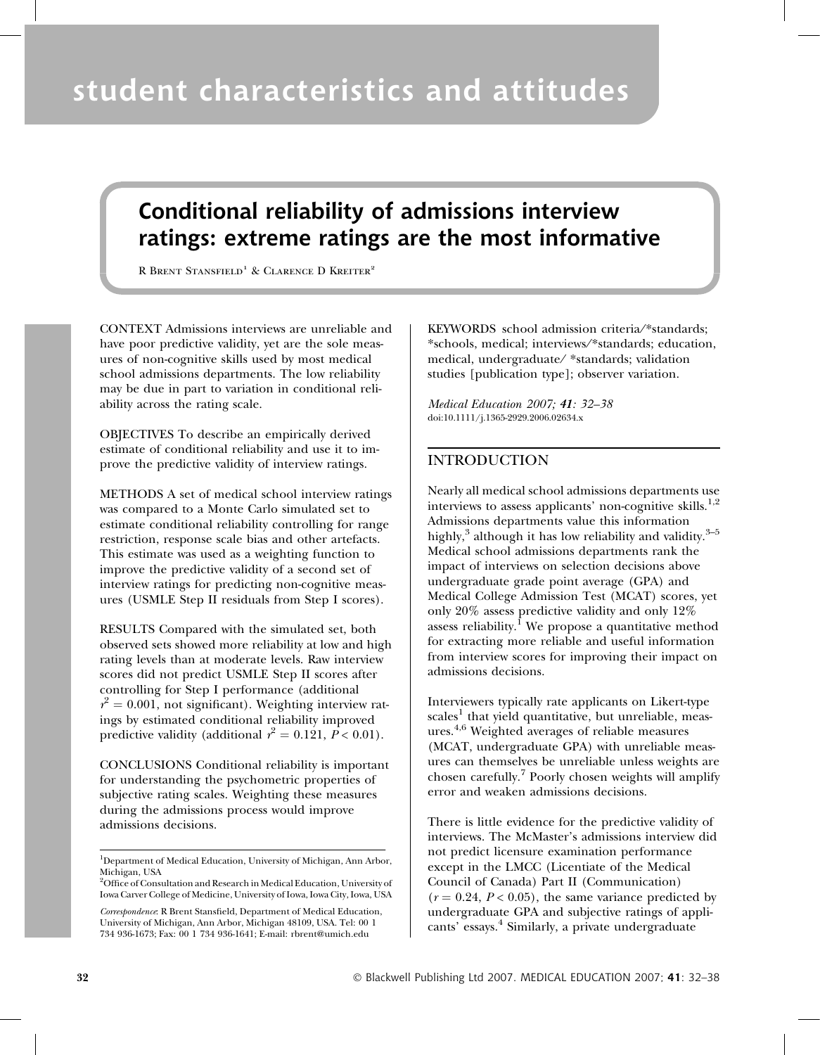# student characteristics and attitudes

## Conditional reliability of admissions interview ratings: extreme ratings are the most informative

R Brent Stansfield[1] & Clarence D Kreiter[2]

CONTEXT Admissions interviews are unreliable and have poor predictive validity, yet are the sole measures of non-cognitive skills used by most medical school admissions departments. The low reliability may be due in part to variation in conditional reliability across the rating scale.

OBJECTIVES To describe an empirically derived estimate of conditional reliability and use it to improve the predictive validity of interview ratings.

METHODS A set of medical school interview ratings was compared to a Monte Carlo simulated set to estimate conditional reliability controlling for range restriction, response scale bias and other artefacts. This estimate was used as a weighting function to improve the predictive validity of a second set of interview ratings for predicting non-cognitive measures (USMLE Step II residuals from Step I scores).

RESULTS Compared with the simulated set, both observed sets showed more reliability at low and high rating levels than at moderate levels. Raw interview scores did not predict USMLE Step II scores after controlling for Step I performance (additional $r^2 = 0.001$, not significant). Weighting interview ratings by estimated conditional reliability improved predictive validity (additional $r^2 = 0.121$, $P < 0.01$).

CONCLUSIONS Conditional reliability is important for understanding the psychometric properties of subjective rating scales. Weighting these measures during the admissions process would improve admissions decisions.

[1]Department of Medical Education, University of Michigan, Ann Arbor, Michigan, USA
[2]Office of Consultation and Research in Medical Education, University of Iowa Carver College of Medicine, University of Iowa, Iowa City, Iowa, USA

*Correspondence*: R Brent Stansfield, Department of Medical Education, University of Michigan, Ann Arbor, Michigan 48109, USA. Tel: 00 1 734 936-1673; Fax: 00 1 734 936-1641; E-mail: rbrent@umich.edu

KEYWORDS school admission criteria/*standards; *schools, medical; interviews/*standards; education, medical, undergraduate/ *standards; validation studies [publication type]; observer variation.

*Medical Education 2007; 41: 32–38*
doi:10.1111/j.1365-2929.2006.02634.x

## INTRODUCTION

Nearly all medical school admissions departments use interviews to assess applicants' non-cognitive skills.[1,2] Admissions departments value this information highly,[3] although it has low reliability and validity.[3–5] Medical school admissions departments rank the impact of interviews on selection decisions above undergraduate grade point average (GPA) and Medical College Admission Test (MCAT) scores, yet only 20% assess predictive validity and only 12% assess reliability.[1] We propose a quantitative method for extracting more reliable and useful information from interview scores for improving their impact on admissions decisions.

Interviewers typically rate applicants on Likert-type scales[1] that yield quantitative, but unreliable, measures.[4,6] Weighted averages of reliable measures (MCAT, undergraduate GPA) with unreliable measures can themselves be unreliable unless weights are chosen carefully.[7] Poorly chosen weights will amplify error and weaken admissions decisions.

There is little evidence for the predictive validity of interviews. The McMaster's admissions interview did not predict licensure examination performance except in the LMCC (Licentiate of the Medical Council of Canada) Part II (Communication) ($r = 0.24$, $P < 0.05$), the same variance predicted by undergraduate GPA and subjective ratings of applicants' essays.[4] Similarly, a private undergraduate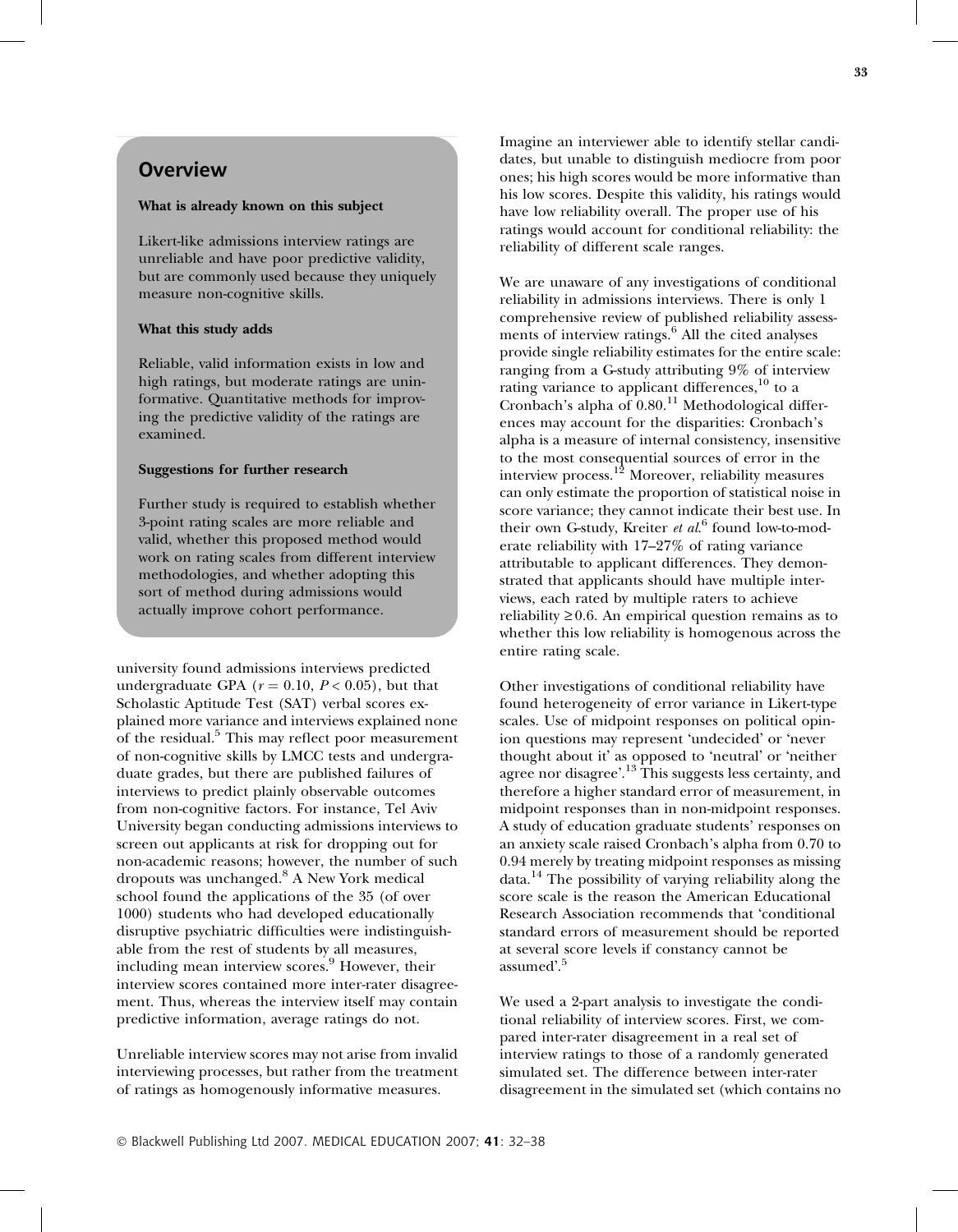## Overview

**What is already known on this subject**

Likert-like admissions interview ratings are unreliable and have poor predictive validity, but are commonly used because they uniquely measure non-cognitive skills.

**What this study adds**

Reliable, valid information exists in low and high ratings, but moderate ratings are uninformative. Quantitative methods for improving the predictive validity of the ratings are examined.

**Suggestions for further research**

Further study is required to establish whether 3-point rating scales are more reliable and valid, whether this proposed method would work on rating scales from different interview methodologies, and whether adopting this sort of method during admissions would actually improve cohort performance.

university found admissions interviews predicted undergraduate GPA ($r = 0.10$, $P < 0.05$), but that Scholastic Aptitude Test (SAT) verbal scores explained more variance and interviews explained none of the residual.[5] This may reflect poor measurement of non-cognitive skills by LMCC tests and undergraduate grades, but there are published failures of interviews to predict plainly observable outcomes from non-cognitive factors. For instance, Tel Aviv University began conducting admissions interviews to screen out applicants at risk for dropping out for non-academic reasons; however, the number of such dropouts was unchanged.[8] A New York medical school found the applications of the 35 (of over 1000) students who had developed educationally disruptive psychiatric difficulties were indistinguishable from the rest of students by all measures, including mean interview scores.[9] However, their interview scores contained more inter-rater disagreement. Thus, whereas the interview itself may contain predictive information, average ratings do not.

Unreliable interview scores may not arise from invalid interviewing processes, but rather from the treatment of ratings as homogenously informative measures. Imagine an interviewer able to identify stellar candidates, but unable to distinguish mediocre from poor ones; his high scores would be more informative than his low scores. Despite this validity, his ratings would have low reliability overall. The proper use of his ratings would account for conditional reliability: the reliability of different scale ranges.

We are unaware of any investigations of conditional reliability in admissions interviews. There is only 1 comprehensive review of published reliability assessments of interview ratings.[6] All the cited analyses provide single reliability estimates for the entire scale: ranging from a G-study attributing 9% of interview rating variance to applicant differences,[10] to a Cronbach's alpha of 0.80.[11] Methodological differences may account for the disparities: Cronbach's alpha is a measure of internal consistency, insensitive to the most consequential sources of error in the interview process.[12] Moreover, reliability measures can only estimate the proportion of statistical noise in score variance; they cannot indicate their best use. In their own G-study, Kreiter *et al.*[6] found low-to-moderate reliability with 17–27% of rating variance attributable to applicant differences. They demonstrated that applicants should have multiple interviews, each rated by multiple raters to achieve reliability $\geq 0.6$. An empirical question remains as to whether this low reliability is homogenous across the entire rating scale.

Other investigations of conditional reliability have found heterogeneity of error variance in Likert-type scales. Use of midpoint responses on political opinion questions may represent 'undecided' or 'never thought about it' as opposed to 'neutral' or 'neither agree nor disagree'.[13] This suggests less certainty, and therefore a higher standard error of measurement, in midpoint responses than in non-midpoint responses. A study of education graduate students' responses on an anxiety scale raised Cronbach's alpha from 0.70 to 0.94 merely by treating midpoint responses as missing data.[14] The possibility of varying reliability along the score scale is the reason the American Educational Research Association recommends that 'conditional standard errors of measurement should be reported at several score levels if constancy cannot be assumed'.[5]

We used a 2-part analysis to investigate the conditional reliability of interview scores. First, we compared inter-rater disagreement in a real set of interview ratings to those of a randomly generated simulated set. The difference between inter-rater disagreement in the simulated set (which contains no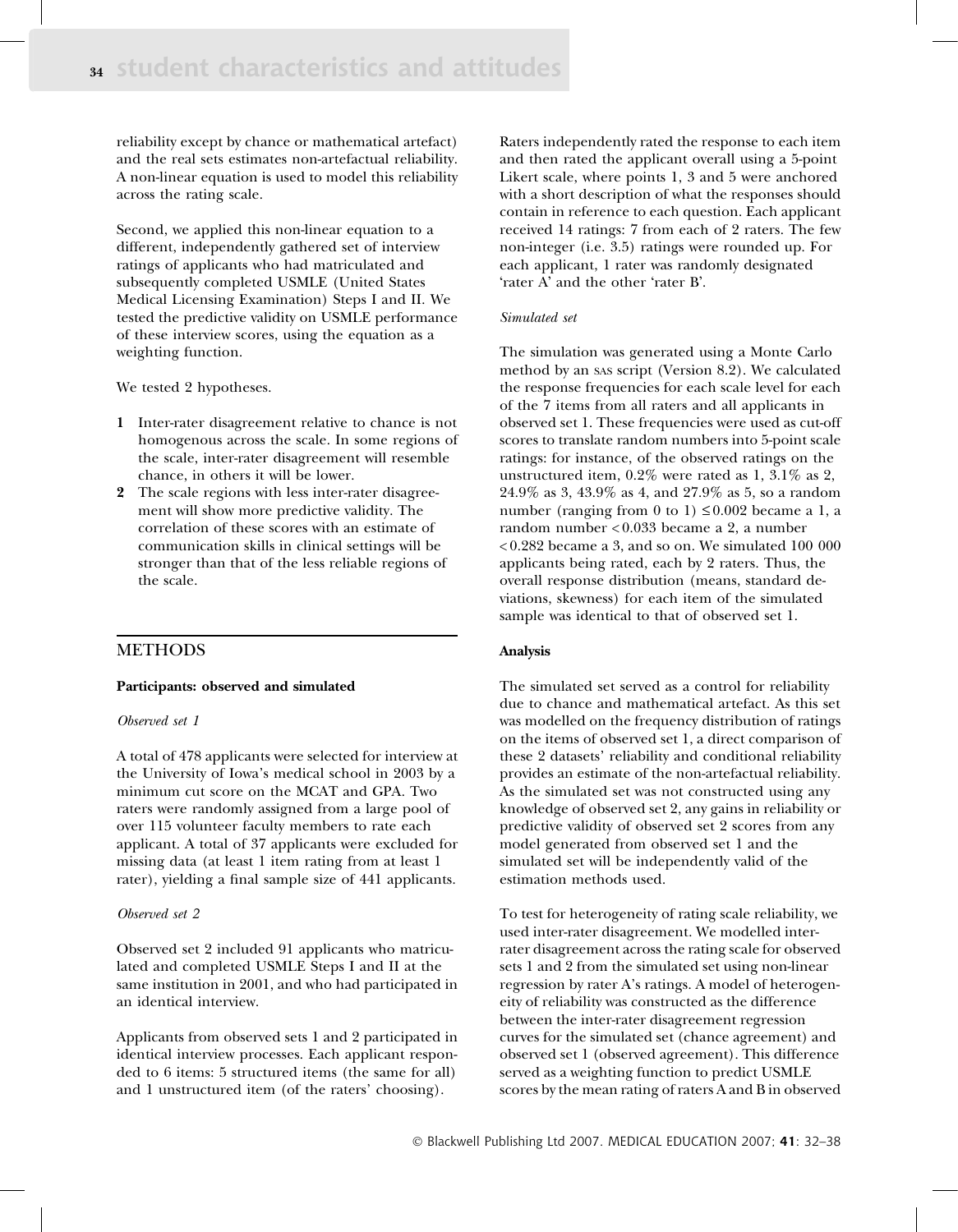reliability except by chance or mathematical artefact) and the real sets estimates non-artefactual reliability. A non-linear equation is used to model this reliability across the rating scale.

Second, we applied this non-linear equation to a different, independently gathered set of interview ratings of applicants who had matriculated and subsequently completed USMLE (United States Medical Licensing Examination) Steps I and II. We tested the predictive validity on USMLE performance of these interview scores, using the equation as a weighting function.

We tested 2 hypotheses.

1. Inter-rater disagreement relative to chance is not homogenous across the scale. In some regions of the scale, inter-rater disagreement will resemble chance, in others it will be lower.
2. The scale regions with less inter-rater disagreement will show more predictive validity. The correlation of these scores with an estimate of communication skills in clinical settings will be stronger than that of the less reliable regions of the scale.

## METHODS

### Participants: observed and simulated

*Observed set 1*

A total of 478 applicants were selected for interview at the University of Iowa's medical school in 2003 by a minimum cut score on the MCAT and GPA. Two raters were randomly assigned from a large pool of over 115 volunteer faculty members to rate each applicant. A total of 37 applicants were excluded for missing data (at least 1 item rating from at least 1 rater), yielding a final sample size of 441 applicants.

*Observed set 2*

Observed set 2 included 91 applicants who matriculated and completed USMLE Steps I and II at the same institution in 2001, and who had participated in an identical interview.

Applicants from observed sets 1 and 2 participated in identical interview processes. Each applicant responded to 6 items: 5 structured items (the same for all) and 1 unstructured item (of the raters' choosing). Raters independently rated the response to each item and then rated the applicant overall using a 5-point Likert scale, where points 1, 3 and 5 were anchored with a short description of what the responses should contain in reference to each question. Each applicant received 14 ratings: 7 from each of 2 raters. The few non-integer (i.e. 3.5) ratings were rounded up. For each applicant, 1 rater was randomly designated 'rater A' and the other 'rater B'.

*Simulated set*

The simulation was generated using a Monte Carlo method by an SAS script (Version 8.2). We calculated the response frequencies for each scale level for each of the 7 items from all raters and all applicants in observed set 1. These frequencies were used as cut-off scores to translate random numbers into 5-point scale ratings: for instance, of the observed ratings on the unstructured item, 0.2% were rated as 1, 3.1% as 2, 24.9% as 3, 43.9% as 4, and 27.9% as 5, so a random number (ranging from 0 to 1) $\leq 0.002$ became a 1, a random number $< 0.033$ became a 2, a number $< 0.282$ became a 3, and so on. We simulated 100 000 applicants being rated, each by 2 raters. Thus, the overall response distribution (means, standard deviations, skewness) for each item of the simulated sample was identical to that of observed set 1.

### Analysis

The simulated set served as a control for reliability due to chance and mathematical artefact. As this set was modelled on the frequency distribution of ratings on the items of observed set 1, a direct comparison of these 2 datasets' reliability and conditional reliability provides an estimate of the non-artefactual reliability. As the simulated set was not constructed using any knowledge of observed set 2, any gains in reliability or predictive validity of observed set 2 scores from any model generated from observed set 1 and the simulated set will be independently valid of the estimation methods used.

To test for heterogeneity of rating scale reliability, we used inter-rater disagreement. We modelled inter-rater disagreement across the rating scale for observed sets 1 and 2 from the simulated set using non-linear regression by rater A's ratings. A model of heterogeneity of reliability was constructed as the difference between the inter-rater disagreement regression curves for the simulated set (chance agreement) and observed set 1 (observed agreement). This difference served as a weighting function to predict USMLE scores by the mean rating of raters A and B in observed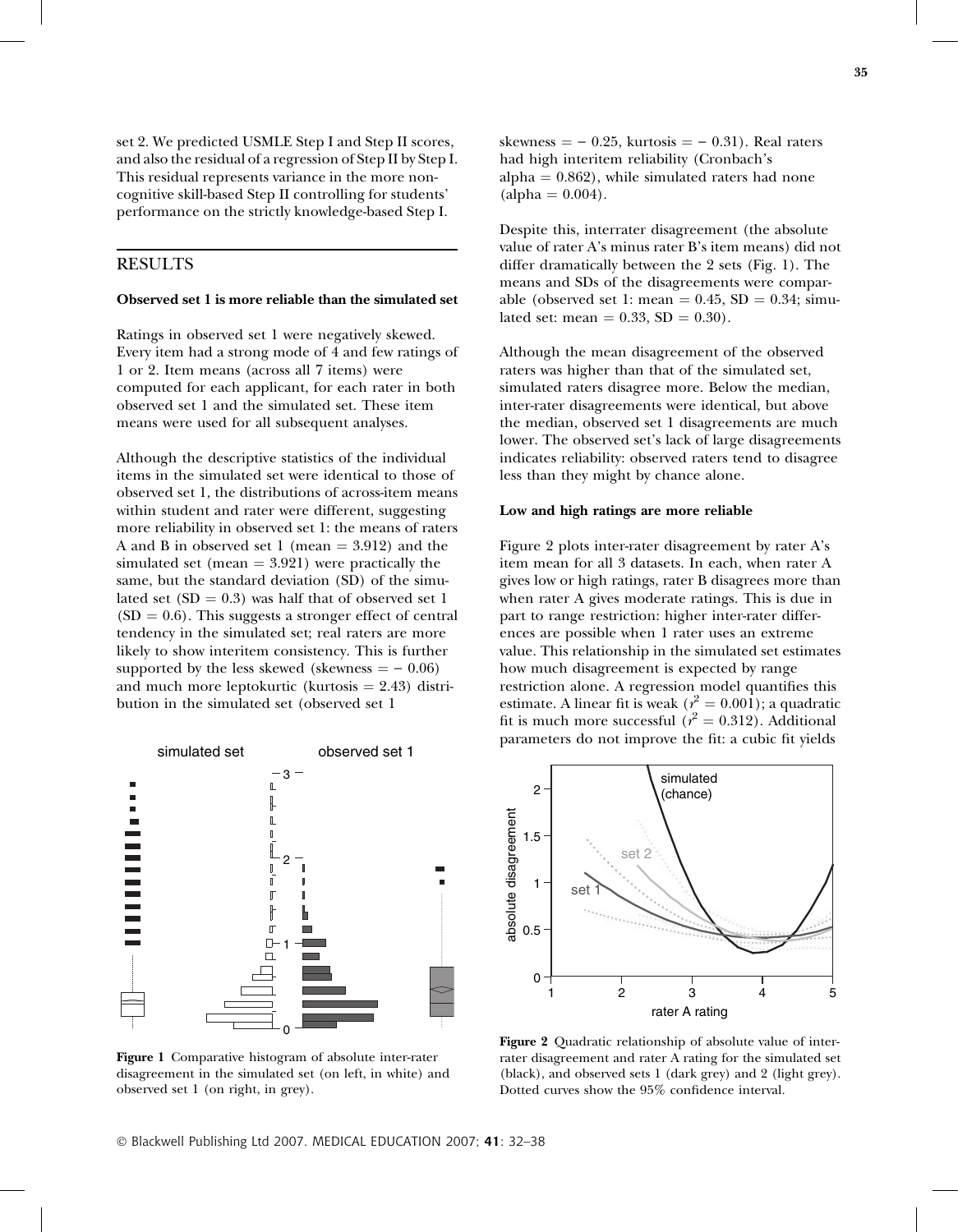set 2. We predicted USMLE Step I and Step II scores, and also the residual of a regression of Step II by Step I. This residual represents variance in the more non-cognitive skill-based Step II controlling for students' performance on the strictly knowledge-based Step I.

## RESULTS

### Observed set 1 is more reliable than the simulated set

Ratings in observed set 1 were negatively skewed. Every item had a strong mode of 4 and few ratings of 1 or 2. Item means (across all 7 items) were computed for each applicant, for each rater in both observed set 1 and the simulated set. These item means were used for all subsequent analyses.

Although the descriptive statistics of the individual items in the simulated set were identical to those of observed set 1, the distributions of across-item means within student and rater were different, suggesting more reliability in observed set 1: the means of raters A and B in observed set 1 (mean = 3.912) and the simulated set (mean = 3.921) were practically the same, but the standard deviation (SD) of the simulated set (SD = 0.3) was half that of observed set 1 (SD = 0.6). This suggests a stronger effect of central tendency in the simulated set; real raters are more likely to show interitem consistency. This is further supported by the less skewed (skewness = − 0.06) and much more leptokurtic (kurtosis = 2.43) distribution in the simulated set (observed set 1 skewness = − 0.25, kurtosis = − 0.31). Real raters had high interitem reliability (Cronbach's alpha = 0.862), while simulated raters had none (alpha = 0.004).

Figure 1 Comparative histogram of absolute inter-rater disagreement in the simulated set (on left, in white) and observed set 1 (on right, in grey).

Despite this, interrater disagreement (the absolute value of rater A's minus rater B's item means) did not differ dramatically between the 2 sets (Fig. 1). The means and SDs of the disagreements were comparable (observed set 1: mean = 0.45, SD = 0.34; simulated set: mean = 0.33, SD = 0.30).

Although the mean disagreement of the observed raters was higher than that of the simulated set, simulated raters disagree more. Below the median, inter-rater disagreements were identical, but above the median, observed set 1 disagreements are much lower. The observed set's lack of large disagreements indicates reliability: observed raters tend to disagree less than they might by chance alone.

### Low and high ratings are more reliable

Figure 2 plots inter-rater disagreement by rater A's item mean for all 3 datasets. In each, when rater A gives low or high ratings, rater B disagrees more than when rater A gives moderate ratings. This is due in part to range restriction: higher inter-rater differences are possible when 1 rater uses an extreme value. This relationship in the simulated set estimates how much disagreement is expected by range restriction alone. A regression model quantifies this estimate. A linear fit is weak ($r^2 = 0.001$); a quadratic fit is much more successful ($r^2 = 0.312$). Additional parameters do not improve the fit: a cubic fit yields

Figure 2 Quadratic relationship of absolute value of inter-rater disagreement and rater A rating for the simulated set (black), and observed sets 1 (dark grey) and 2 (light grey). Dotted curves show the 95% confidence interval.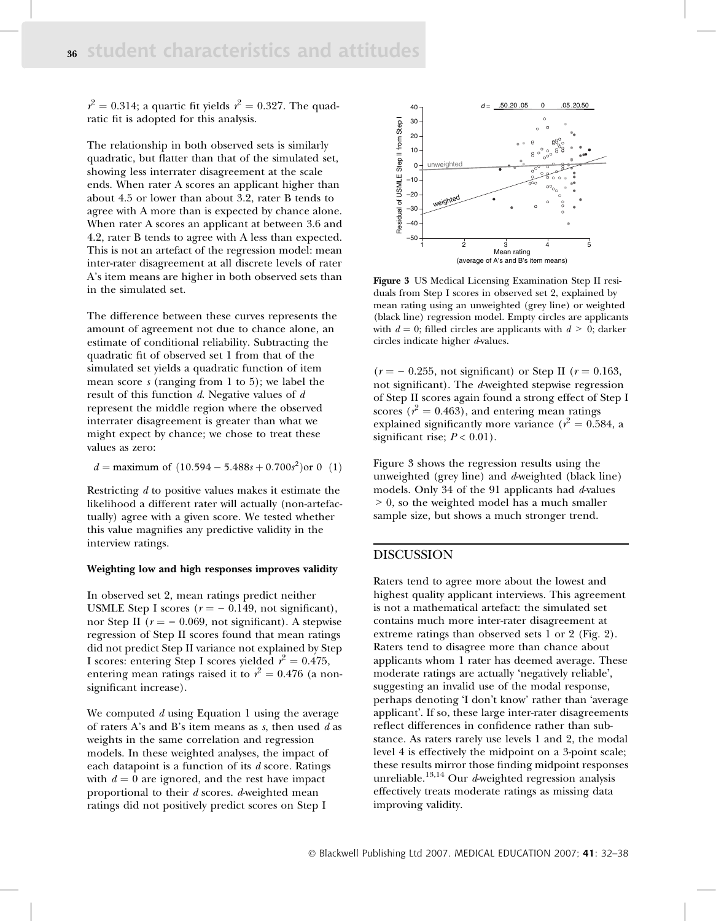$r^2 = 0.314$; a quartic fit yields $r^2 = 0.327$. The quadratic fit is adopted for this analysis.

The relationship in both observed sets is similarly quadratic, but flatter than that of the simulated set, showing less interrater disagreement at the scale ends. When rater A scores an applicant higher than about 4.5 or lower than about 3.2, rater B tends to agree with A more than is expected by chance alone. When rater A scores an applicant at between 3.6 and 4.2, rater B tends to agree with A less than expected. This is not an artefact of the regression model: mean inter-rater disagreement at all discrete levels of rater A's item means are higher in both observed sets than in the simulated set.

The difference between these curves represents the amount of agreement not due to chance alone, an estimate of conditional reliability. Subtracting the quadratic fit of observed set 1 from that of the simulated set yields a quadratic function of item mean score $s$ (ranging from 1 to 5); we label the result of this function $d$. Negative values of $d$ represent the middle region where the observed interrater disagreement is greater than what we might expect by chance; we chose to treat these values as zero:

$$d = \text{maximum of } (10.594 - 5.488s + 0.700s^2) \text{ or } 0 \quad (1)$$

Restricting $d$ to positive values makes it estimate the likelihood a different rater will actually (non-artefactually) agree with a given score. We tested whether this value magnifies any predictive validity in the interview ratings.

#### Weighting low and high responses improves validity

In observed set 2, mean ratings predict neither USMLE Step I scores ($r = -0.149$, not significant), nor Step II ($r = -0.069$, not significant). A stepwise regression of Step II scores found that mean ratings did not predict Step II variance not explained by Step I scores: entering Step I scores yielded $r^2 = 0.475$, entering mean ratings raised it to $r^2 = 0.476$ (a non-significant increase).

We computed $d$ using Equation 1 using the average of raters A's and B's item means as $s$, then used $d$ as weights in the same correlation and regression models. In these weighted analyses, the impact of each datapoint is a function of its $d$ score. Ratings with $d = 0$ are ignored, and the rest have impact proportional to their $d$ scores. $d$-weighted mean ratings did not positively predict scores on Step I ($r = -0.255$, not significant) or Step II ($r = 0.163$, not significant). The $d$-weighted stepwise regression of Step II scores again found a strong effect of Step I scores ($r^2 = 0.463$), and entering mean ratings explained significantly more variance ($r^2 = 0.584$, a significant rise; $P < 0.01$).

**Figure 3** US Medical Licensing Examination Step II residuals from Step I scores in observed set 2, explained by mean rating using an unweighted (grey line) or weighted (black line) regression model. Empty circles are applicants with $d = 0$; filled circles are applicants with $d > 0$; darker circles indicate higher $d$-values.

Figure 3 shows the regression results using the unweighted (grey line) and $d$-weighted (black line) models. Only 34 of the 91 applicants had $d$-values $> 0$, so the weighted model has a much smaller sample size, but shows a much stronger trend.

## DISCUSSION

Raters tend to agree more about the lowest and highest quality applicant interviews. This agreement is not a mathematical artefact: the simulated set contains much more inter-rater disagreement at extreme ratings than observed sets 1 or 2 (Fig. 2). Raters tend to disagree more than chance about applicants whom 1 rater has deemed average. These moderate ratings are actually 'negatively reliable', suggesting an invalid use of the modal response, perhaps denoting 'I don't know' rather than 'average applicant'. If so, these large inter-rater disagreements reflect differences in confidence rather than substance. As raters rarely use levels 1 and 2, the modal level 4 is effectively the midpoint on a 3-point scale; these results mirror those finding midpoint responses unreliable.[13,14] Our $d$-weighted regression analysis effectively treats moderate ratings as missing data improving validity.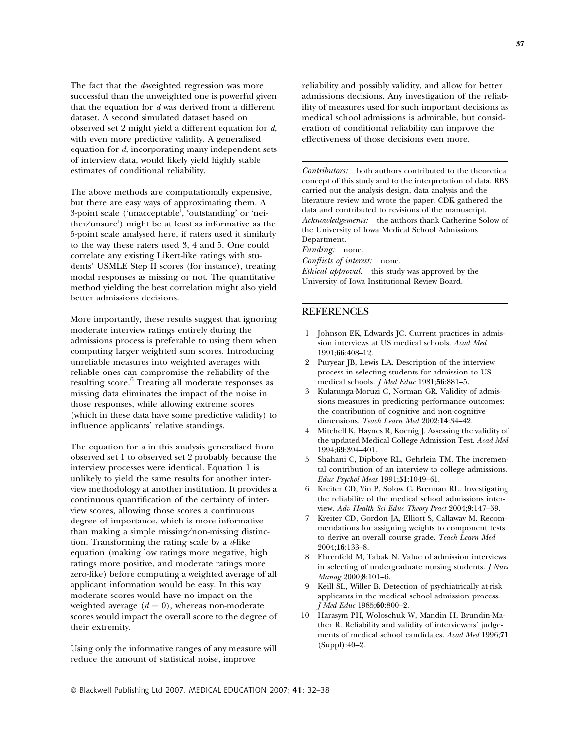The fact that the *d*-weighted regression was more successful than the unweighted one is powerful given that the equation for *d* was derived from a different dataset. A second simulated dataset based on observed set 2 might yield a different equation for *d*, with even more predictive validity. A generalised equation for *d*, incorporating many independent sets of interview data, would likely yield highly stable estimates of conditional reliability.

The above methods are computationally expensive, but there are easy ways of approximating them. A 3-point scale ('unacceptable', 'outstanding' or 'neither/unsure') might be at least as informative as the 5-point scale analysed here, if raters used it similarly to the way these raters used 3, 4 and 5. One could correlate any existing Likert-like ratings with students' USMLE Step II scores (for instance), treating modal responses as missing or not. The quantitative method yielding the best correlation might also yield better admissions decisions.

More importantly, these results suggest that ignoring moderate interview ratings entirely during the admissions process is preferable to using them when computing larger weighted sum scores. Introducing unreliable measures into weighted averages with reliable ones can compromise the reliability of the resulting score.[6] Treating all moderate responses as missing data eliminates the impact of the noise in those responses, while allowing extreme scores (which in these data have some predictive validity) to influence applicants' relative standings.

The equation for *d* in this analysis generalised from observed set 1 to observed set 2 probably because the interview processes were identical. Equation 1 is unlikely to yield the same results for another interview methodology at another institution. It provides a continuous quantification of the certainty of interview scores, allowing those scores a continuous degree of importance, which is more informative than making a simple missing/non-missing distinction. Transforming the rating scale by a *d*-like equation (making low ratings more negative, high ratings more positive, and moderate ratings more zero-like) before computing a weighted average of all applicant information would be easy. In this way moderate scores would have no impact on the weighted average ($d = 0$), whereas non-moderate scores would impact the overall score to the degree of their extremity.

Using only the informative ranges of any measure will reduce the amount of statistical noise, improve reliability and possibly validity, and allow for better admissions decisions. Any investigation of the reliability of measures used for such important decisions as medical school admissions is admirable, but consideration of conditional reliability can improve the effectiveness of those decisions even more.

*Contributors:* both authors contributed to the theoretical concept of this study and to the interpretation of data. RBS carried out the analysis design, data analysis and the literature review and wrote the paper. CDK gathered the data and contributed to revisions of the manuscript.
*Acknowledgements:* the authors thank Catherine Solow of the University of Iowa Medical School Admissions Department.
*Funding:* none.
*Conflicts of interest:* none.
*Ethical approval:* this study was approved by the University of Iowa Institutional Review Board.

## REFERENCES

1. Johnson EK, Edwards JC. Current practices in admission interviews at US medical schools. *Acad Med* 1991;**66**:408–12.
2. Puryear JB, Lewis LA. Description of the interview process in selecting students for admission to US medical schools. *J Med Educ* 1981;**56**:881–5.
3. Kulatunga-Moruzi C, Norman GR. Validity of admissions measures in predicting performance outcomes: the contribution of cognitive and non-cognitive dimensions. *Teach Learn Med* 2002;**14**:34–42.
4. Mitchell K, Haynes R, Koenig J. Assessing the validity of the updated Medical College Admission Test. *Acad Med* 1994;**69**:394–401.
5. Shahani C, Dipboye RL, Gehrlein TM. The incremental contribution of an interview to college admissions. *Educ Psychol Meas* 1991;**51**:1049–61.
6. Kreiter CD, Yin P, Solow C, Brennan RL. Investigating the reliability of the medical school admissions interview. *Adv Health Sci Educ Theory Pract* 2004;**9**:147–59.
7. Kreiter CD, Gordon JA, Elliott S, Callaway M. Recommendations for assigning weights to component tests to derive an overall course grade. *Teach Learn Med* 2004;**16**:133–8.
8. Ehrenfeld M, Tabak N. Value of admission interviews in selecting of undergraduate nursing students. *J Nurs Manag* 2000;**8**:101–6.
9. Keill SL, Willer B. Detection of psychiatrically at-risk applicants in the medical school admission process. *J Med Educ* 1985;**60**:800–2.
10. Harasym PH, Woloschuk W, Mandin H, Brundin-Mather R. Reliability and validity of interviewers' judgements of medical school candidates. *Acad Med* 1996;**71** (Suppl):40–2.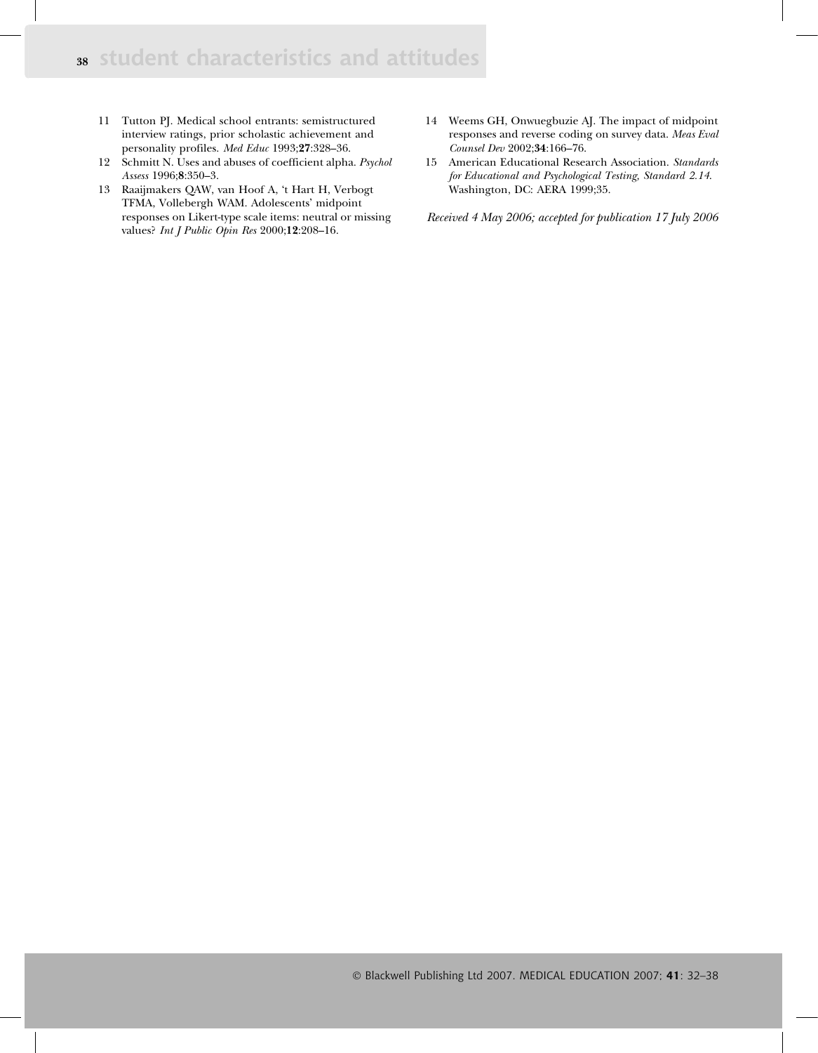11 Tutton PJ. Medical school entrants: semistructured interview ratings, prior scholastic achievement and personality profiles. *Med Educ* 1993;**27**:328–36.

12 Schmitt N. Uses and abuses of coefficient alpha. *Psychol Assess* 1996;**8**:350–3.

13 Raaijmakers QAW, van Hoof A, 't Hart H, Verbogt TFMA, Vollebergh WAM. Adolescents' midpoint responses on Likert-type scale items: neutral or missing values? *Int J Public Opin Res* 2000;**12**:208–16.

14 Weems GH, Onwuegbuzie AJ. The impact of midpoint responses and reverse coding on survey data. *Meas Eval Counsel Dev* 2002;**34**:166–76.

15 American Educational Research Association. *Standards for Educational and Psychological Testing, Standard 2.14*. Washington, DC: AERA 1999;35.

*Received 4 May 2006; accepted for publication 17 July 2006*